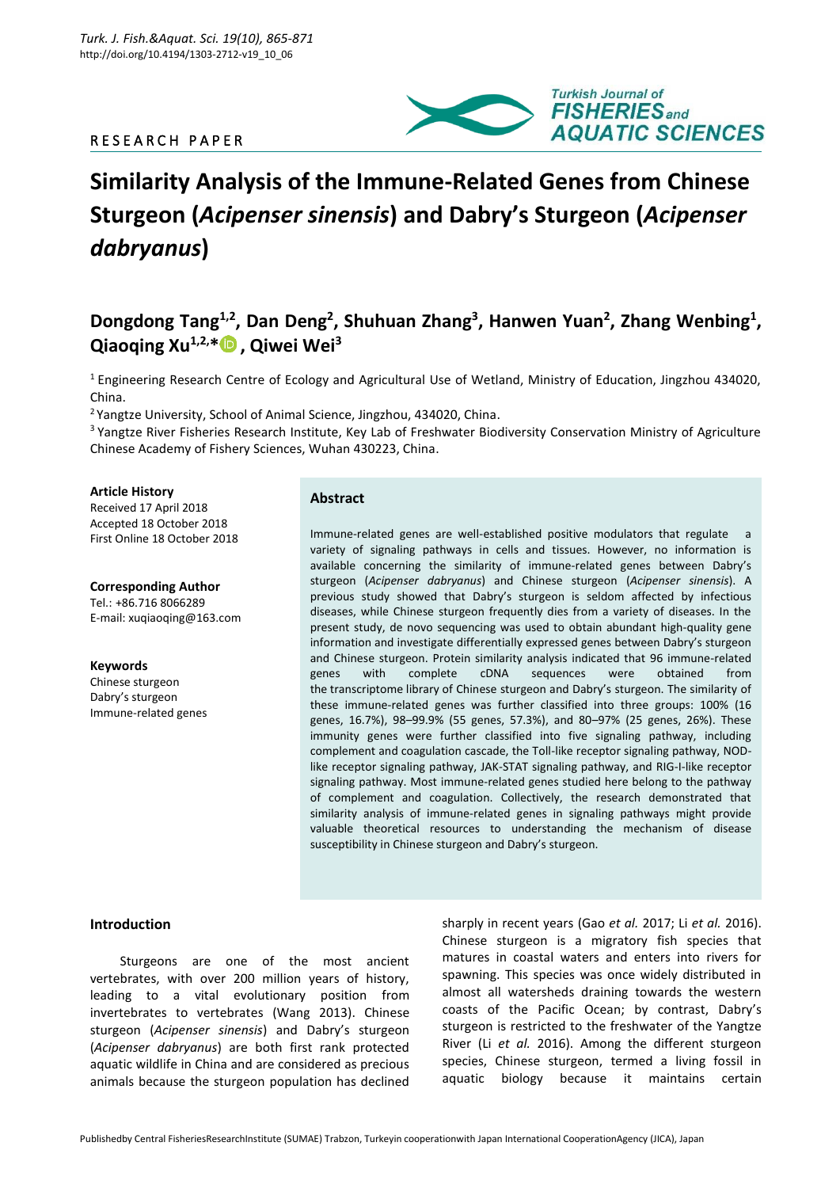RESEARCH PAPER

# Similarity Analysis of the Immune-Related Genes from Chinese Sturgeon (*Acipenser sinensis*) and Dabry's Sturgeon (*Acipenser dabryanus*)

**Dongdong Tang[1,2], Dan Deng[2], Shuhuan Zhang[3], Hanwen Yuan[2], Zhang Wenbing[1], Qiaoqing Xu[1,2,*], Qiwei Wei[3]**

[1] Engineering Research Centre of Ecology and Agricultural Use of Wetland, Ministry of Education, Jingzhou 434020, China.

[2] Yangtze University, School of Animal Science, Jingzhou, 434020, China.

[3] Yangtze River Fisheries Research Institute, Key Lab of Freshwater Biodiversity Conservation Ministry of Agriculture Chinese Academy of Fishery Sciences, Wuhan 430223, China.

**Article History**
Received 17 April 2018
Accepted 18 October 2018
First Online 18 October 2018

**Corresponding Author**
Tel.: +86.716 8066289
E-mail: xuqiaoqing@163.com

**Keywords**
Chinese sturgeon
Dabry's sturgeon
Immune-related genes

## Abstract

Immune-related genes are well-established positive modulators that regulate a variety of signaling pathways in cells and tissues. However, no information is available concerning the similarity of immune-related genes between Dabry's sturgeon (*Acipenser dabryanus*) and Chinese sturgeon (*Acipenser sinensis*). A previous study showed that Dabry's sturgeon is seldom affected by infectious diseases, while Chinese sturgeon frequently dies from a variety of diseases. In the present study, de novo sequencing was used to obtain abundant high-quality gene information and investigate differentially expressed genes between Dabry's sturgeon and Chinese sturgeon. Protein similarity analysis indicated that 96 immune-related genes with complete cDNA sequences were obtained from the transcriptome library of Chinese sturgeon and Dabry's sturgeon. The similarity of these immune-related genes was further classified into three groups: 100% (16 genes, 16.7%), 98–99.9% (55 genes, 57.3%), and 80–97% (25 genes, 26%). These immunity genes were further classified into five signaling pathway, including complement and coagulation cascade, the Toll-like receptor signaling pathway, NOD-like receptor signaling pathway, JAK-STAT signaling pathway, and RIG-I-like receptor signaling pathway. Most immune-related genes studied here belong to the pathway of complement and coagulation. Collectively, the research demonstrated that similarity analysis of immune-related genes in signaling pathways might provide valuable theoretical resources to understanding the mechanism of disease susceptibility in Chinese sturgeon and Dabry's sturgeon.

## Introduction

Sturgeons are one of the most ancient vertebrates, with over 200 million years of history, leading to a vital evolutionary position from invertebrates to vertebrates (Wang 2013). Chinese sturgeon (*Acipenser sinensis*) and Dabry's sturgeon (*Acipenser dabryanus*) are both first rank protected aquatic wildlife in China and are considered as precious animals because the sturgeon population has declined sharply in recent years (Gao *et al.* 2017; Li *et al.* 2016). Chinese sturgeon is a migratory fish species that matures in coastal waters and enters into rivers for spawning. This species was once widely distributed in almost all watersheds draining towards the western coasts of the Pacific Ocean; by contrast, Dabry's sturgeon is restricted to the freshwater of the Yangtze River (Li *et al.* 2016). Among the different sturgeon species, Chinese sturgeon, termed a living fossil in aquatic biology because it maintains certain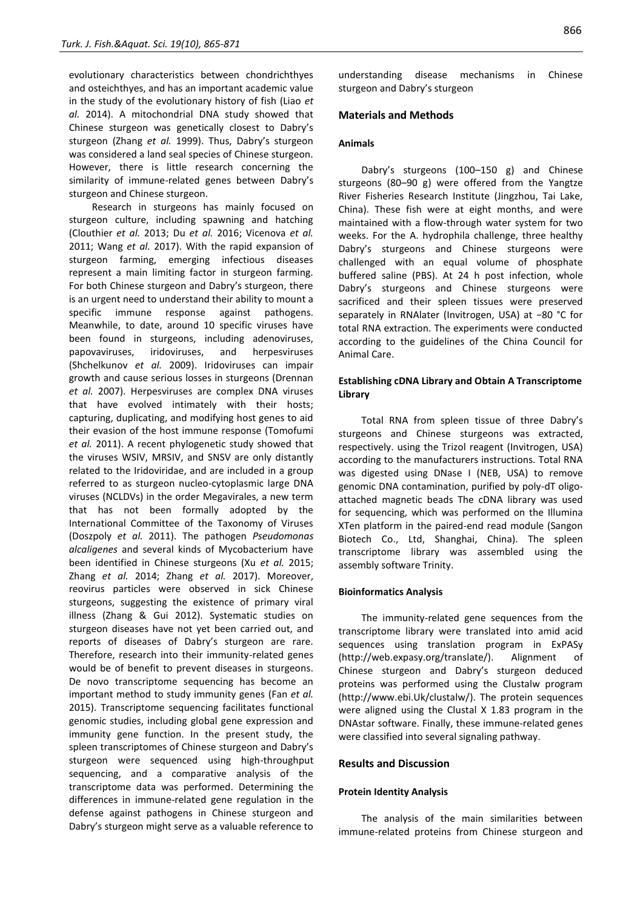evolutionary characteristics between chondrichthyes and osteichthyes, and has an important academic value in the study of the evolutionary history of fish (Liao *et al.* 2014). A mitochondrial DNA study showed that Chinese sturgeon was genetically closest to Dabry's sturgeon (Zhang *et al.* 1999). Thus, Dabry's sturgeon was considered a land seal species of Chinese sturgeon. However, there is little research concerning the similarity of immune-related genes between Dabry's sturgeon and Chinese sturgeon.

Research in sturgeons has mainly focused on sturgeon culture, including spawning and hatching (Clouthier *et al.* 2013; Du *et al.* 2016; Vicenova *et al.* 2011; Wang *et al.* 2017). With the rapid expansion of sturgeon farming, emerging infectious diseases represent a main limiting factor in sturgeon farming. For both Chinese sturgeon and Dabry's sturgeon, there is an urgent need to understand their ability to mount a specific immune response against pathogens. Meanwhile, to date, around 10 specific viruses have been found in sturgeons, including adenoviruses, papovaviruses, iridoviruses, and herpesviruses (Shchelkunov *et al.* 2009). Iridoviruses can impair growth and cause serious losses in sturgeons (Drennan *et al.* 2007). Herpesviruses are complex DNA viruses that have evolved intimately with their hosts; capturing, duplicating, and modifying host genes to aid their evasion of the host immune response (Tomofumi *et al.* 2011). A recent phylogenetic study showed that the viruses WSIV, MRSIV, and SNSV are only distantly related to the Iridoviridae, and are included in a group referred to as sturgeon nucleo-cytoplasmic large DNA viruses (NCLDVs) in the order Megavirales, a new term that has not been formally adopted by the International Committee of the Taxonomy of Viruses (Doszpoly *et al.* 2011). The pathogen *Pseudomonas alcaligenes* and several kinds of Mycobacterium have been identified in Chinese sturgeons (Xu *et al.* 2015; Zhang *et al.* 2014; Zhang *et al.* 2017). Moreover, reovirus particles were observed in sick Chinese sturgeons, suggesting the existence of primary viral illness (Zhang & Gui 2012). Systematic studies on sturgeon diseases have not yet been carried out, and reports of diseases of Dabry's sturgeon are rare. Therefore, research into their immunity-related genes would be of benefit to prevent diseases in sturgeons. De novo transcriptome sequencing has become an important method to study immunity genes (Fan *et al.* 2015). Transcriptome sequencing facilitates functional genomic studies, including global gene expression and immunity gene function. In the present study, the spleen transcriptomes of Chinese sturgeon and Dabry's sturgeon were sequenced using high-throughput sequencing, and a comparative analysis of the transcriptome data was performed. Determining the differences in immune-related gene regulation in the defense against pathogens in Chinese sturgeon and Dabry's sturgeon might serve as a valuable reference to understanding disease mechanisms in Chinese sturgeon and Dabry's sturgeon

## Materials and Methods

### Animals

Dabry's sturgeons (100–150 g) and Chinese sturgeons (80–90 g) were offered from the Yangtze River Fisheries Research Institute (Jingzhou, Tai Lake, China). These fish were at eight months, and were maintained with a flow-through water system for two weeks. For the A. hydrophila challenge, three healthy Dabry's sturgeons and Chinese sturgeons were challenged with an equal volume of phosphate buffered saline (PBS). At 24 h post infection, whole Dabry's sturgeons and Chinese sturgeons were sacrificed and their spleen tissues were preserved separately in RNAlater (Invitrogen, USA) at −80 °C for total RNA extraction. The experiments were conducted according to the guidelines of the China Council for Animal Care.

### Establishing cDNA Library and Obtain A Transcriptome Library

Total RNA from spleen tissue of three Dabry's sturgeons and Chinese sturgeons was extracted, respectively. using the Trizol reagent (Invitrogen, USA) according to the manufacturers instructions. Total RNA was digested using DNase I (NEB, USA) to remove genomic DNA contamination, purified by poly-dT oligo-attached magnetic beads The cDNA library was used for sequencing, which was performed on the Illumina XTen platform in the paired-end read module (Sangon Biotech Co., Ltd, Shanghai, China). The spleen transcriptome library was assembled using the assembly software Trinity.

### Bioinformatics Analysis

The immunity-related gene sequences from the transcriptome library were translated into amid acid sequences using translation program in ExPASy (http://web.expasy.org/translate/). Alignment of Chinese sturgeon and Dabry's sturgeon deduced proteins was performed using the Clustalw program (http://www.ebi.Uk/clustalw/). The protein sequences were aligned using the Clustal X 1.83 program in the DNAstar software. Finally, these immune-related genes were classified into several signaling pathway.

## Results and Discussion

### Protein Identity Analysis

The analysis of the main similarities between immune-related proteins from Chinese sturgeon and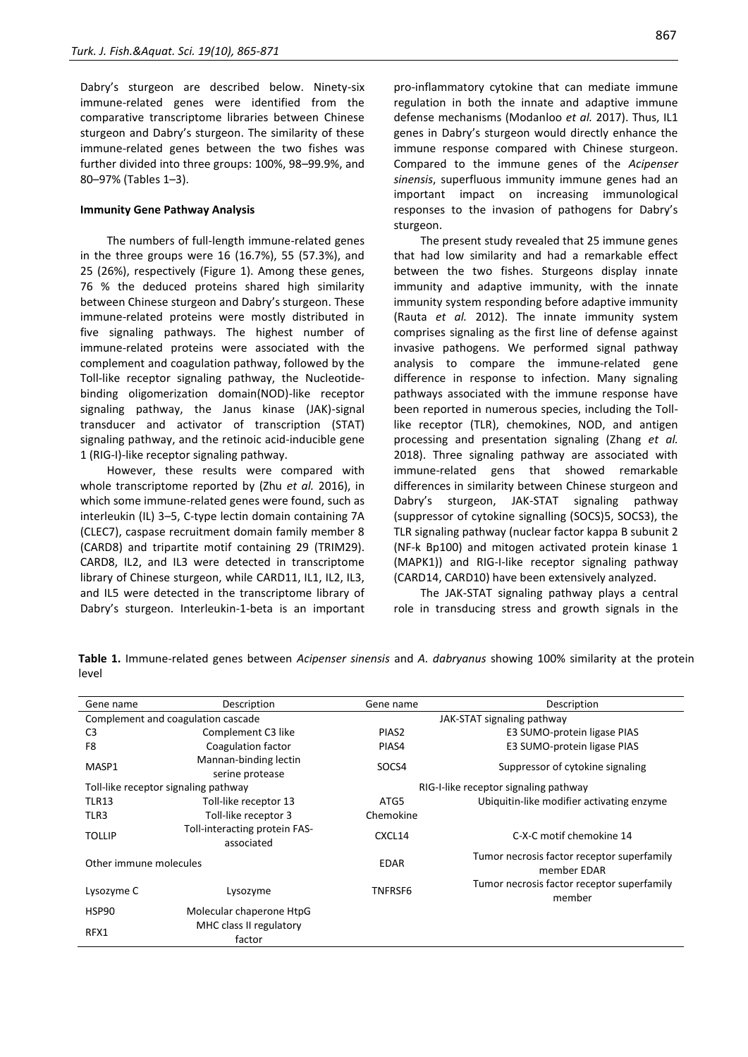Dabry's sturgeon are described below. Ninety-six immune-related genes were identified from the comparative transcriptome libraries between Chinese sturgeon and Dabry's sturgeon. The similarity of these immune-related genes between the two fishes was further divided into three groups: 100%, 98–99.9%, and 80–97% (Tables 1–3).

#### Immunity Gene Pathway Analysis

The numbers of full-length immune-related genes in the three groups were 16 (16.7%), 55 (57.3%), and 25 (26%), respectively (Figure 1). Among these genes, 76 % the deduced proteins shared high similarity between Chinese sturgeon and Dabry's sturgeon. These immune-related proteins were mostly distributed in five signaling pathways. The highest number of immune-related proteins were associated with the complement and coagulation pathway, followed by the Toll-like receptor signaling pathway, the Nucleotide-binding oligomerization domain(NOD)-like receptor signaling pathway, the Janus kinase (JAK)-signal transducer and activator of transcription (STAT) signaling pathway, and the retinoic acid-inducible gene 1 (RIG-I)-like receptor signaling pathway.

However, these results were compared with whole transcriptome reported by (Zhu *et al.* 2016), in which some immune-related genes were found, such as interleukin (IL) 3–5, C-type lectin domain containing 7A (CLEC7), caspase recruitment domain family member 8 (CARD8) and tripartite motif containing 29 (TRIM29). CARD8, IL2, and IL3 were detected in transcriptome library of Chinese sturgeon, while CARD11, IL1, IL2, IL3, and IL5 were detected in the transcriptome library of Dabry's sturgeon. Interleukin-1-beta is an important pro-inflammatory cytokine that can mediate immune regulation in both the innate and adaptive immune defense mechanisms (Modanloo *et al.* 2017). Thus, IL1 genes in Dabry's sturgeon would directly enhance the immune response compared with Chinese sturgeon. Compared to the immune genes of the *Acipenser sinensis*, superfluous immunity immune genes had an important impact on increasing immunological responses to the invasion of pathogens for Dabry's sturgeon.

The present study revealed that 25 immune genes that had low similarity and had a remarkable effect between the two fishes. Sturgeons display innate immunity and adaptive immunity, with the innate immunity system responding before adaptive immunity (Rauta *et al.* 2012). The innate immunity system comprises signaling as the first line of defense against invasive pathogens. We performed signal pathway analysis to compare the immune-related gene difference in response to infection. Many signaling pathways associated with the immune response have been reported in numerous species, including the Toll-like receptor (TLR), chemokines, NOD, and antigen processing and presentation signaling (Zhang *et al.* 2018). Three signaling pathway are associated with immune-related gens that showed remarkable differences in similarity between Chinese sturgeon and Dabry's sturgeon, JAK-STAT signaling pathway (suppressor of cytokine signalling (SOCS)5, SOCS3), the TLR signaling pathway (nuclear factor kappa B subunit 2 (NF-k Bp100) and mitogen activated protein kinase 1 (MAPK1)) and RIG-I-like receptor signaling pathway (CARD14, CARD10) have been extensively analyzed.

The JAK-STAT signaling pathway plays a central role in transducing stress and growth signals in the

**Table 1.** Immune-related genes between *Acipenser sinensis* and *A. dabryanus* showing 100% similarity at the protein level

| Gene name | Description | Gene name | Description |
|---|---|---|---|
| Complement and coagulation cascade | | JAK-STAT signaling pathway | |
| C3 | Complement C3 like | PIAS2 | E3 SUMO-protein ligase PIAS |
| F8 | Coagulation factor | PIAS4 | E3 SUMO-protein ligase PIAS |
| MASP1 | Mannan-binding lectin serine protease | SOCS4 | Suppressor of cytokine signaling |
| Toll-like receptor signaling pathway | | RIG-I-like receptor signaling pathway | |
| TLR13 | Toll-like receptor 13 | ATG5 | Ubiquitin-like modifier activating enzyme |
| TLR3 | Toll-like receptor 3 | Chemokine | |
| TOLLIP | Toll-interacting protein FAS-associated | CXCL14 | C-X-C motif chemokine 14 |
| Other immune molecules | | EDAR | Tumor necrosis factor receptor superfamily member EDAR |
| Lysozyme C | Lysozyme | TNFRSF6 | Tumor necrosis factor receptor superfamily member |
| HSP90 | Molecular chaperone HtpG | | |
| RFX1 | MHC class II regulatory factor | | |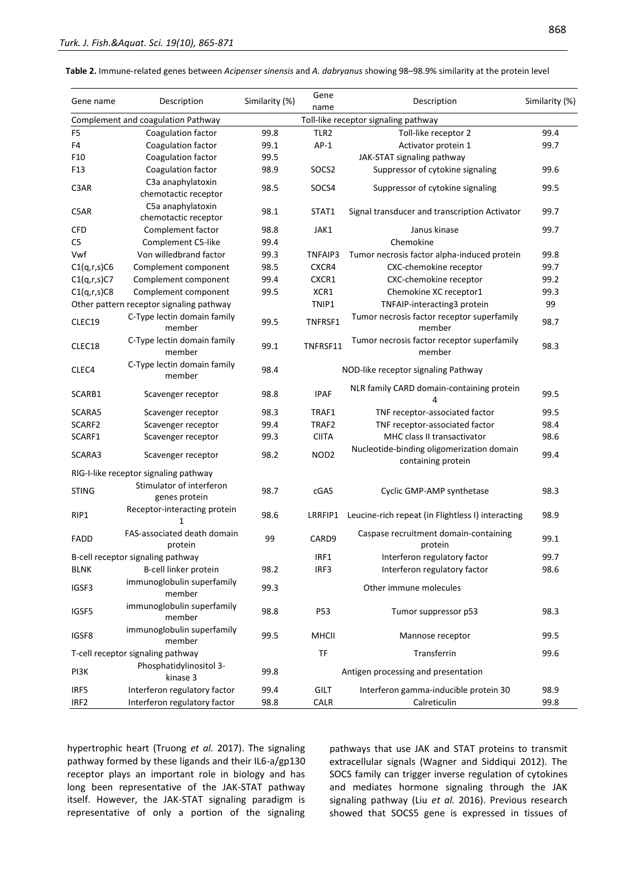**Table 2.** Immune-related genes between *Acipenser sinensis* and *A. dabryanus* showing 98–98.9% similarity at the protein level

| Gene name | Description | Similarity (%) | Gene name | Description | Similarity (%) |
|---|---|---|---|---|---|
| Complement and coagulation Pathway | | | Toll-like receptor signaling pathway | | |
| F5 | Coagulation factor | 99.8 | TLR2 | Toll-like receptor 2 | 99.4 |
| F4 | Coagulation factor | 99.1 | AP-1 | Activator protein 1 | 99.7 |
| F10 | Coagulation factor | 99.5 | JAK-STAT signaling pathway | | |
| F13 | Coagulation factor | 98.9 | SOCS2 | Suppressor of cytokine signaling | 99.6 |
| C3AR | C3a anaphylatoxin chemotactic receptor | 98.5 | SOCS4 | Suppressor of cytokine signaling | 99.5 |
| C5AR | C5a anaphylatoxin chemotactic receptor | 98.1 | STAT1 | Signal transducer and transcription Activator | 99.7 |
| CFD | Complement factor | 98.8 | JAK1 | Janus kinase | 99.7 |
| C5 | Complement C5-like | 99.4 | Chemokine | | |
| Vwf | Von willedbrand factor | 99.3 | TNFAIP3 | Tumor necrosis factor alpha-induced protein | 99.8 |
| C1(q,r,s)C6 | Complement component | 98.5 | CXCR4 | CXC-chemokine receptor | 99.7 |
| C1(q,r,s)C7 | Complement component | 99.4 | CXCR1 | CXC-chemokine receptor | 99.2 |
| C1(q,r,s)C8 | Complement component | 99.5 | XCR1 | Chemokine XC receptor1 | 99.3 |
| Other pattern receptor signaling pathway | | | TNIP1 | TNFAIP-interacting3 protein | 99 |
| CLEC19 | C-Type lectin domain family member | 99.5 | TNFRSF1 | Tumor necrosis factor receptor superfamily member | 98.7 |
| CLEC18 | C-Type lectin domain family member | 99.1 | TNFRSF11 | Tumor necrosis factor receptor superfamily member | 98.3 |
| CLEC4 | C-Type lectin domain family member | 98.4 | NOD-like receptor signaling Pathway | | |
| SCARB1 | Scavenger receptor | 98.8 | IPAF | NLR family CARD domain-containing protein 4 | 99.5 |
| SCARA5 | Scavenger receptor | 98.3 | TRAF1 | TNF receptor-associated factor | 99.5 |
| SCARF2 | Scavenger receptor | 99.4 | TRAF2 | TNF receptor-associated factor | 98.4 |
| SCARF1 | Scavenger receptor | 99.3 | CIITA | MHC class II transactivator | 98.6 |
| SCARA3 | Scavenger receptor | 98.2 | NOD2 | Nucleotide-binding oligomerization domain containing protein | 99.4 |
| RIG-I-like receptor signaling pathway | | | | | |
| STING | Stimulator of interferon genes protein | 98.7 | cGAS | Cyclic GMP-AMP synthetase | 98.3 |
| RIP1 | Receptor-interacting protein 1 | 98.6 | LRRFIP1 | Leucine-rich repeat (in Flightless I) interacting | 98.9 |
| FADD | FAS-associated death domain protein | 99 | CARD9 | Caspase recruitment domain-containing protein | 99.1 |
| B-cell receptor signaling pathway | | | IRF1 | Interferon regulatory factor | 99.7 |
| BLNK | B-cell linker protein | 98.2 | IRF3 | Interferon regulatory factor | 98.6 |
| IGSF3 | immunoglobulin superfamily member | 99.3 | Other immune molecules | | |
| IGSF5 | immunoglobulin superfamily member | 98.8 | P53 | Tumor suppressor p53 | 98.3 |
| IGSF8 | immunoglobulin superfamily member | 99.5 | MHCII | Mannose receptor | 99.5 |
| T-cell receptor signaling pathway | | | TF | Transferrin | 99.6 |
| PI3K | Phosphatidylinositol 3-kinase 3 | 99.8 | Antigen processing and presentation | | |
| IRF5 | Interferon regulatory factor | 99.4 | GILT | Interferon gamma-inducible protein 30 | 98.9 |
| IRF2 | Interferon regulatory factor | 98.8 | CALR | Calreticulin | 99.8 |

hypertrophic heart (Truong *et al.* 2017). The signaling pathway formed by these ligands and their IL6-a/gp130 receptor plays an important role in biology and has long been representative of the JAK-STAT pathway itself. However, the JAK-STAT signaling paradigm is representative of only a portion of the signaling pathways that use JAK and STAT proteins to transmit extracellular signals (Wagner and Siddiqui 2012). The SOCS family can trigger inverse regulation of cytokines and mediates hormone signaling through the JAK signaling pathway (Liu *et al.* 2016). Previous research showed that SOCS5 gene is expressed in tissues of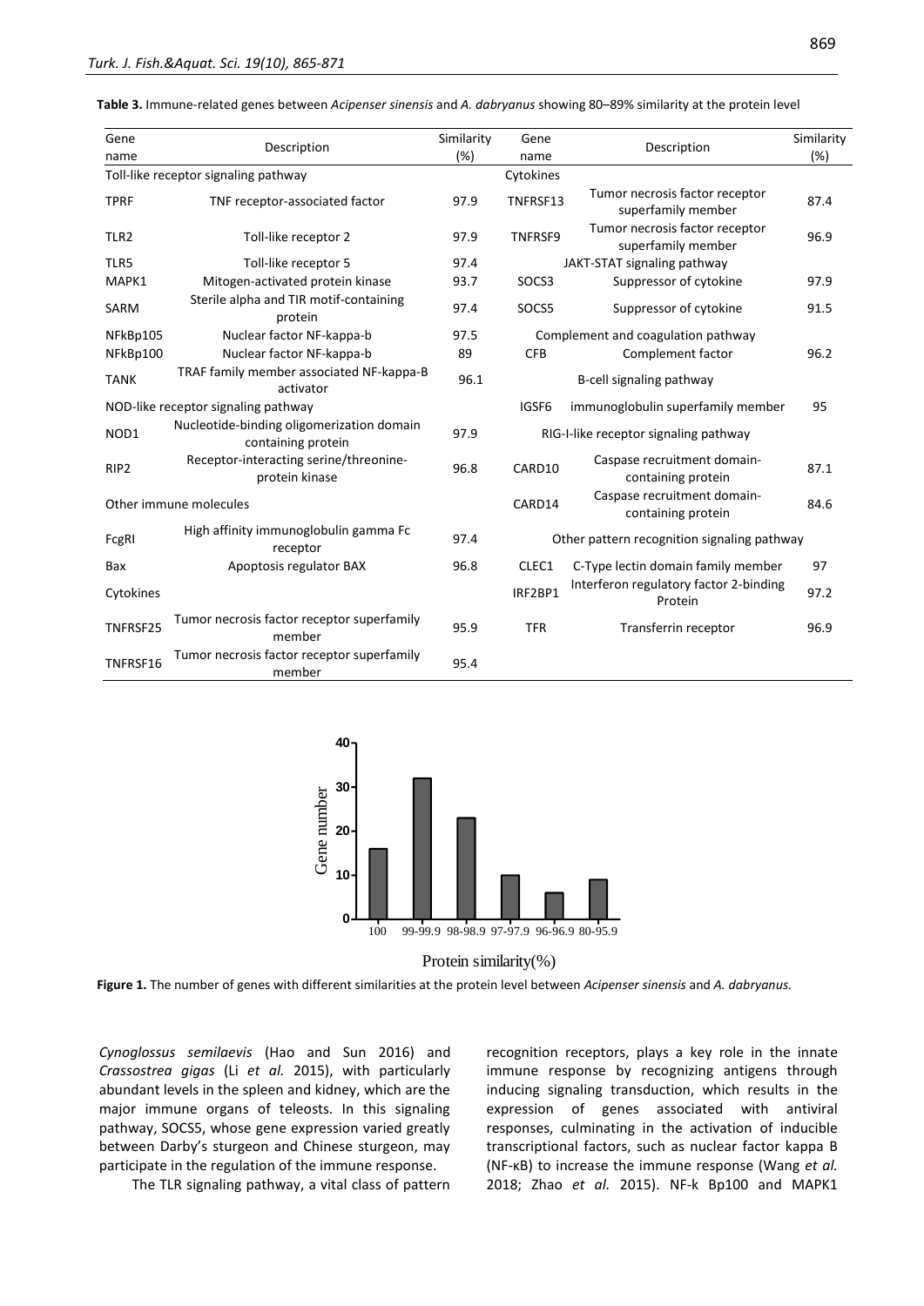**Table 3.** Immune-related genes between *Acipenser sinensis* and *A. dabryanus* showing 80–89% similarity at the protein level

| Gene name | Description | Similarity (%) | Gene name | Description | Similarity (%) |
|---|---|---|---|---|---|
| Toll-like receptor signaling pathway | | | Cytokines | | |
| TPRF | TNF receptor-associated factor | 97.9 | TNFRSF13 | Tumor necrosis factor receptor superfamily member | 87.4 |
| TLR2 | Toll-like receptor 2 | 97.9 | TNFRSF9 | Tumor necrosis factor receptor superfamily member | 96.9 |
| TLR5 | Toll-like receptor 5 | 97.4 | JAKT-STAT signaling pathway | | |
| MAPK1 | Mitogen-activated protein kinase | 93.7 | SOCS3 | Suppressor of cytokine | 97.9 |
| SARM | Sterile alpha and TIR motif-containing protein | 97.4 | SOCS5 | Suppressor of cytokine | 91.5 |
| NFkBp105 | Nuclear factor NF-kappa-b | 97.5 | Complement and coagulation pathway | | |
| NFkBp100 | Nuclear factor NF-kappa-b | 89 | CFB | Complement factor | 96.2 |
| TANK | TRAF family member associated NF-kappa-B activator | 96.1 | B-cell signaling pathway | | |
| NOD-like receptor signaling pathway | | | IGSF6 | immunoglobulin superfamily member | 95 |
| NOD1 | Nucleotide-binding oligomerization domain containing protein | 97.9 | RIG-I-like receptor signaling pathway | | |
| RIP2 | Receptor-interacting serine/threonine-protein kinase | 96.8 | CARD10 | Caspase recruitment domain-containing protein | 87.1 |
| Other immune molecules | | | CARD14 | Caspase recruitment domain-containing protein | 84.6 |
| FcgRI | High affinity immunoglobulin gamma Fc receptor | 97.4 | Other pattern recognition signaling pathway | | |
| Bax | Apoptosis regulator BAX | 96.8 | CLEC1 | C-Type lectin domain family member | 97 |
| Cytokines | | | IRF2BP1 | Interferon regulatory factor 2-binding Protein | 97.2 |
| TNFRSF25 | Tumor necrosis factor receptor superfamily member | 95.9 | TFR | Transferrin receptor | 96.9 |
| TNFRSF16 | Tumor necrosis factor receptor superfamily member | 95.4 | | | |

**Figure 1.** The number of genes with different similarities at the protein level between *Acipenser sinensis* and *A. dabryanus.*

*Cynoglossus semilaevis* (Hao and Sun 2016) and *Crassostrea gigas* (Li *et al.* 2015), with particularly abundant levels in the spleen and kidney, which are the major immune organs of teleosts. In this signaling pathway, SOCS5, whose gene expression varied greatly between Darby's sturgeon and Chinese sturgeon, may participate in the regulation of the immune response.

The TLR signaling pathway, a vital class of pattern recognition receptors, plays a key role in the innate immune response by recognizing antigens through inducing signaling transduction, which results in the expression of genes associated with antiviral responses, culminating in the activation of inducible transcriptional factors, such as nuclear factor kappa B (NF-κB) to increase the immune response (Wang *et al.* 2018; Zhao *et al.* 2015). NF-k Bp100 and MAPK1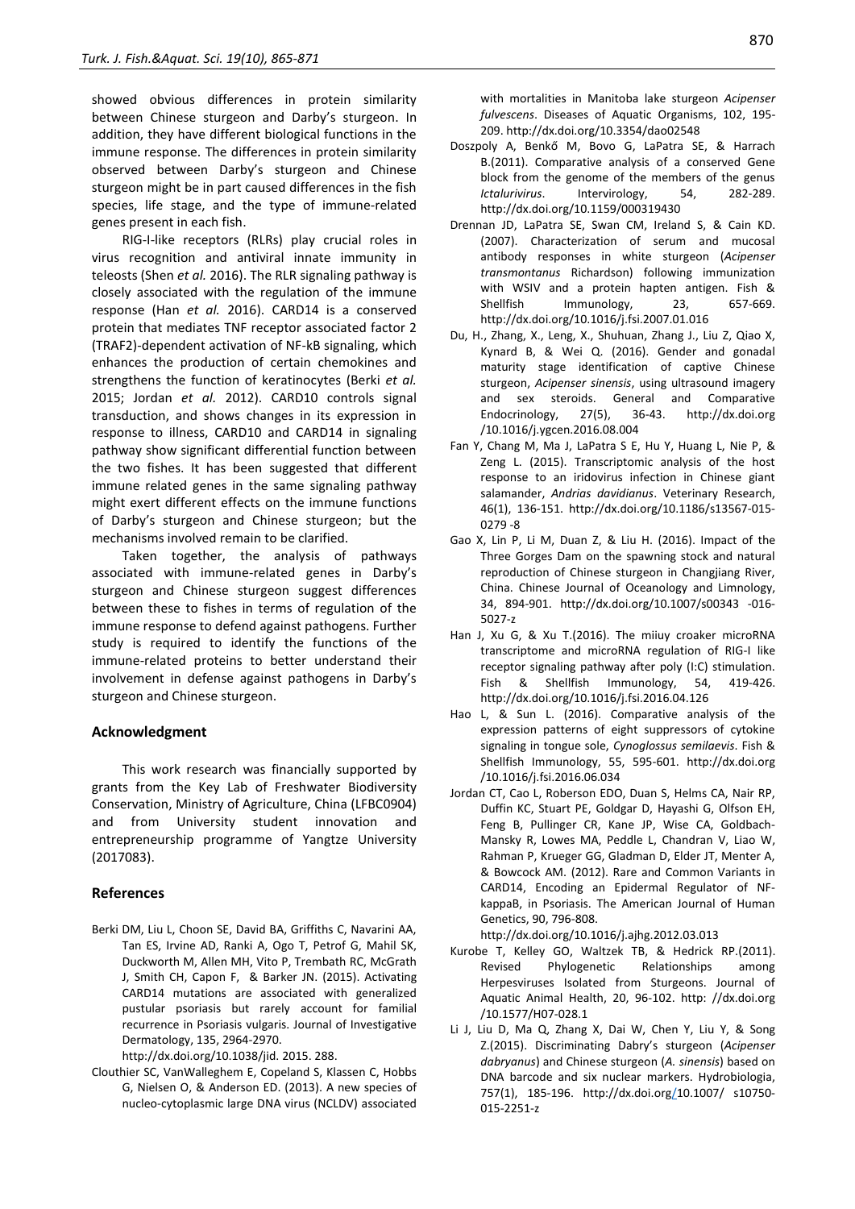showed obvious differences in protein similarity between Chinese sturgeon and Darby's sturgeon. In addition, they have different biological functions in the immune response. The differences in protein similarity observed between Darby's sturgeon and Chinese sturgeon might be in part caused differences in the fish species, life stage, and the type of immune-related genes present in each fish.

RIG-I-like receptors (RLRs) play crucial roles in virus recognition and antiviral innate immunity in teleosts (Shen *et al.* 2016). The RLR signaling pathway is closely associated with the regulation of the immune response (Han *et al.* 2016). CARD14 is a conserved protein that mediates TNF receptor associated factor 2 (TRAF2)-dependent activation of NF-kB signaling, which enhances the production of certain chemokines and strengthens the function of keratinocytes (Berki *et al.* 2015; Jordan *et al.* 2012). CARD10 controls signal transduction, and shows changes in its expression in response to illness, CARD10 and CARD14 in signaling pathway show significant differential function between the two fishes. It has been suggested that different immune related genes in the same signaling pathway might exert different effects on the immune functions of Darby's sturgeon and Chinese sturgeon; but the mechanisms involved remain to be clarified.

Taken together, the analysis of pathways associated with immune-related genes in Darby's sturgeon and Chinese sturgeon suggest differences between these to fishes in terms of regulation of the immune response to defend against pathogens. Further study is required to identify the functions of the immune-related proteins to better understand their involvement in defense against pathogens in Darby's sturgeon and Chinese sturgeon.

## Acknowledgment

This work research was financially supported by grants from the Key Lab of Freshwater Biodiversity Conservation, Ministry of Agriculture, China (LFBC0904) and from University student innovation and entrepreneurship programme of Yangtze University (2017083).

## References

Berki DM, Liu L, Choon SE, David BA, Griffiths C, Navarini AA, Tan ES, Irvine AD, Ranki A, Ogo T, Petrof G, Mahil SK, Duckworth M, Allen MH, Vito P, Trembath RC, McGrath J, Smith CH, Capon F, & Barker JN. (2015). Activating CARD14 mutations are associated with generalized pustular psoriasis but rarely account for familial recurrence in Psoriasis vulgaris. Journal of Investigative Dermatology, 135, 2964-2970. http://dx.doi.org/10.1038/jid. 2015. 288.

Clouthier SC, VanWalleghem E, Copeland S, Klassen C, Hobbs G, Nielsen O, & Anderson ED. (2013). A new species of nucleo-cytoplasmic large DNA virus (NCLDV) associated with mortalities in Manitoba lake sturgeon *Acipenser fulvescens*. Diseases of Aquatic Organisms, 102, 195-209. http://dx.doi.org/10.3354/dao02548

Doszpoly A, Benkő M, Bovo G, LaPatra SE, & Harrach B.(2011). Comparative analysis of a conserved Gene block from the genome of the members of the genus *Ictalurivirus*. Intervirology, 54, 282-289. http://dx.doi.org/10.1159/000319430

Drennan JD, LaPatra SE, Swan CM, Ireland S, & Cain KD. (2007). Characterization of serum and mucosal antibody responses in white sturgeon (*Acipenser transmontanus* Richardson) following immunization with WSIV and a protein hapten antigen. Fish & Shellfish Immunology, 23, 657-669. http://dx.doi.org/10.1016/j.fsi.2007.01.016

Du, H., Zhang, X., Leng, X., Shuhuan, Zhang J., Liu Z, Qiao X, Kynard B, & Wei Q. (2016). Gender and gonadal maturity stage identification of captive Chinese sturgeon, *Acipenser sinensis*, using ultrasound imagery and sex steroids. General and Comparative Endocrinology, 27(5), 36-43. http://dx.doi.org /10.1016/j.ygcen.2016.08.004

Fan Y, Chang M, Ma J, LaPatra S E, Hu Y, Huang L, Nie P, & Zeng L. (2015). Transcriptomic analysis of the host response to an iridovirus infection in Chinese giant salamander, *Andrias davidianus*. Veterinary Research, 46(1), 136-151. http://dx.doi.org/10.1186/s13567-015-0279 -8

Gao X, Lin P, Li M, Duan Z, & Liu H. (2016). Impact of the Three Gorges Dam on the spawning stock and natural reproduction of Chinese sturgeon in Changjiang River, China. Chinese Journal of Oceanology and Limnology, 34, 894-901. http://dx.doi.org/10.1007/s00343 -016-5027-z

Han J, Xu G, & Xu T.(2016). The miiuy croaker microRNA transcriptome and microRNA regulation of RIG-I like receptor signaling pathway after poly (I:C) stimulation. Fish & Shellfish Immunology, 54, 419-426. http://dx.doi.org/10.1016/j.fsi.2016.04.126

Hao L, & Sun L. (2016). Comparative analysis of the expression patterns of eight suppressors of cytokine signaling in tongue sole, *Cynoglossus semilaevis*. Fish & Shellfish Immunology, 55, 595-601. http://dx.doi.org /10.1016/j.fsi.2016.06.034

Jordan CT, Cao L, Roberson EDO, Duan S, Helms CA, Nair RP, Duffin KC, Stuart PE, Goldgar D, Hayashi G, Olfson EH, Feng B, Pullinger CR, Kane JP, Wise CA, Goldbach-Mansky R, Lowes MA, Peddle L, Chandran V, Liao W, Rahman P, Krueger GG, Gladman D, Elder JT, Menter A, & Bowcock AM. (2012). Rare and Common Variants in CARD14, Encoding an Epidermal Regulator of NF-kappaB, in Psoriasis. The American Journal of Human Genetics, 90, 796-808. http://dx.doi.org/10.1016/j.ajhg.2012.03.013

Kurobe T, Kelley GO, Waltzek TB, & Hedrick RP.(2011). Revised Phylogenetic Relationships among Herpesviruses Isolated from Sturgeons. Journal of Aquatic Animal Health, 20, 96-102. http: //dx.doi.org /10.1577/H07-028.1

Li J, Liu D, Ma Q, Zhang X, Dai W, Chen Y, Liu Y, & Song Z.(2015). Discriminating Dabry's sturgeon (*Acipenser dabryanus*) and Chinese sturgeon (*A. sinensis*) based on DNA barcode and six nuclear markers. Hydrobiologia, 757(1), 185-196. http://dx.doi.org/10.1007/ s10750-015-2251-z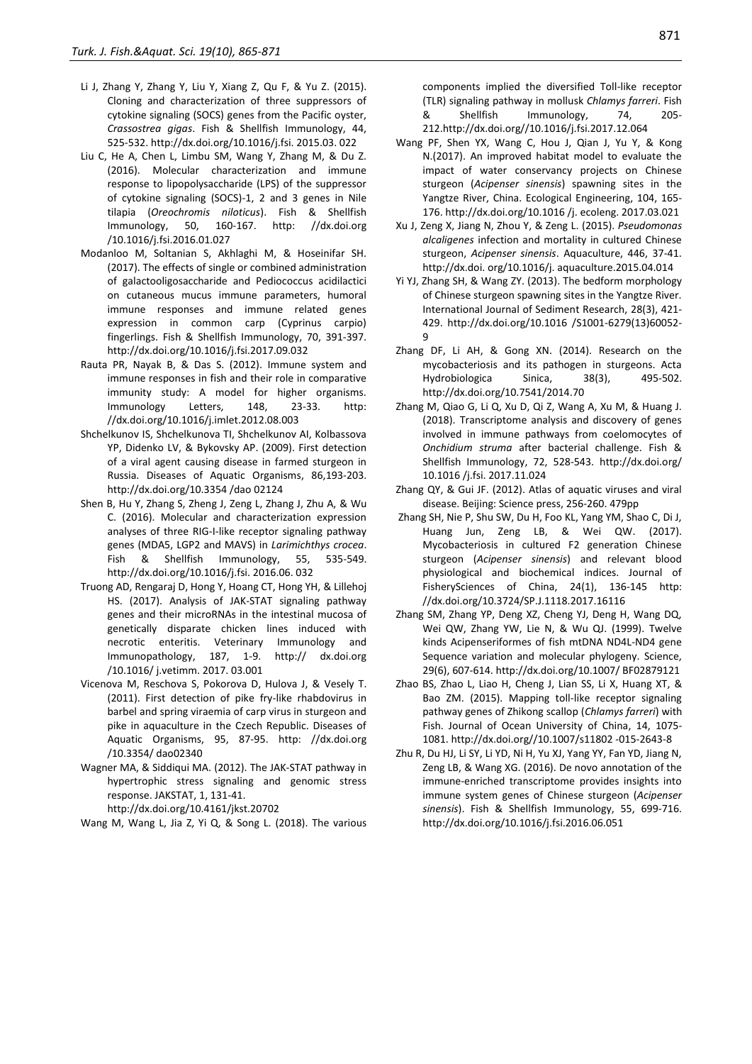Li J, Zhang Y, Zhang Y, Liu Y, Xiang Z, Qu F, & Yu Z. (2015). Cloning and characterization of three suppressors of cytokine signaling (SOCS) genes from the Pacific oyster, *Crassostrea gigas*. Fish & Shellfish Immunology, 44, 525-532. http://dx.doi.org/10.1016/j.fsi. 2015.03. 022

Liu C, He A, Chen L, Limbu SM, Wang Y, Zhang M, & Du Z. (2016). Molecular characterization and immune response to lipopolysaccharide (LPS) of the suppressor of cytokine signaling (SOCS)-1, 2 and 3 genes in Nile tilapia (*Oreochromis niloticus*). Fish & Shellfish Immunology, 50, 160-167. http: //dx.doi.org /10.1016/j.fsi.2016.01.027

Modanloo M, Soltanian S, Akhlaghi M, & Hoseinifar SH. (2017). The effects of single or combined administration of galactooligosaccharide and Pediococcus acidilactici on cutaneous mucus immune parameters, humoral immune responses and immune related genes expression in common carp (Cyprinus carpio) fingerlings. Fish & Shellfish Immunology, 70, 391-397. http://dx.doi.org/10.1016/j.fsi.2017.09.032

Rauta PR, Nayak B, & Das S. (2012). Immune system and immune responses in fish and their role in comparative immunity study: A model for higher organisms. Immunology Letters, 148, 23-33. http: //dx.doi.org/10.1016/j.imlet.2012.08.003

Shchelkunov IS, Shchelkunova TI, Shchelkunov AI, Kolbassova YP, Didenko LV, & Bykovsky AP. (2009). First detection of a viral agent causing disease in farmed sturgeon in Russia. Diseases of Aquatic Organisms, 86,193-203. http://dx.doi.org/10.3354 /dao 02124

Shen B, Hu Y, Zhang S, Zheng J, Zeng L, Zhang J, Zhu A, & Wu C. (2016). Molecular and characterization expression analyses of three RIG-I-like receptor signaling pathway genes (MDA5, LGP2 and MAVS) in *Larimichthys crocea*. Fish & Shellfish Immunology, 55, 535-549. http://dx.doi.org/10.1016/j.fsi. 2016.06. 032

Truong AD, Rengaraj D, Hong Y, Hoang CT, Hong YH, & Lillehoj HS. (2017). Analysis of JAK-STAT signaling pathway genes and their microRNAs in the intestinal mucosa of genetically disparate chicken lines induced with necrotic enteritis. Veterinary Immunology and Immunopathology, 187, 1-9. http:// dx.doi.org /10.1016/ j.vetimm. 2017. 03.001

Vicenova M, Reschova S, Pokorova D, Hulova J, & Vesely T. (2011). First detection of pike fry-like rhabdovirus in barbel and spring viraemia of carp virus in sturgeon and pike in aquaculture in the Czech Republic. Diseases of Aquatic Organisms, 95, 87-95. http: //dx.doi.org /10.3354/ dao02340

Wagner MA, & Siddiqui MA. (2012). The JAK-STAT pathway in hypertrophic stress signaling and genomic stress response. JAKSTAT, 1, 131-41. http://dx.doi.org/10.4161/jkst.20702

Wang M, Wang L, Jia Z, Yi Q, & Song L. (2018). The various components implied the diversified Toll-like receptor (TLR) signaling pathway in mollusk *Chlamys farreri*. Fish & Shellfish Immunology, 74, 205-212.http://dx.doi.org//10.1016/j.fsi.2017.12.064

Wang PF, Shen YX, Wang C, Hou J, Qian J, Yu Y, & Kong N.(2017). An improved habitat model to evaluate the impact of water conservancy projects on Chinese sturgeon (*Acipenser sinensis*) spawning sites in the Yangtze River, China. Ecological Engineering, 104, 165-176. http://dx.doi.org/10.1016 /j. ecoleng. 2017.03.021

Xu J, Zeng X, Jiang N, Zhou Y, & Zeng L. (2015). *Pseudomonas alcaligenes* infection and mortality in cultured Chinese sturgeon, *Acipenser sinensis*. Aquaculture, 446, 37-41. http://dx.doi. org/10.1016/j. aquaculture.2015.04.014

Yi YJ, Zhang SH, & Wang ZY. (2013). The bedform morphology of Chinese sturgeon spawning sites in the Yangtze River. International Journal of Sediment Research, 28(3), 421-429. http://dx.doi.org/10.1016 /S1001-6279(13)60052-9

Zhang DF, Li AH, & Gong XN. (2014). Research on the mycobacteriosis and its pathogen in sturgeons. Acta Hydrobiologica Sinica, 38(3), 495-502. http://dx.doi.org/10.7541/2014.70

Zhang M, Qiao G, Li Q, Xu D, Qi Z, Wang A, Xu M, & Huang J. (2018). Transcriptome analysis and discovery of genes involved in immune pathways from coelomocytes of *Onchidium struma* after bacterial challenge. Fish & Shellfish Immunology, 72, 528-543. http://dx.doi.org/ 10.1016 /j.fsi. 2017.11.024

Zhang QY, & Gui JF. (2012). Atlas of aquatic viruses and viral disease. Beijing: Science press, 256-260. 479pp

Zhang SH, Nie P, Shu SW, Du H, Foo KL, Yang YM, Shao C, Di J, Huang Jun, Zeng LB, & Wei QW. (2017). Mycobacteriosis in cultured F2 generation Chinese sturgeon (*Acipenser sinensis*) and relevant blood physiological and biochemical indices. Journal of FisherySciences of China, 24(1), 136-145 http: //dx.doi.org/10.3724/SP.J.1118.2017.16116

Zhang SM, Zhang YP, Deng XZ, Cheng YJ, Deng H, Wang DQ, Wei QW, Zhang YW, Lie N, & Wu QJ. (1999). Twelve kinds Acipenseriformes of fish mtDNA ND4L-ND4 gene Sequence variation and molecular phylogeny. Science, 29(6), 607-614. http://dx.doi.org/10.1007/ BF02879121

Zhao BS, Zhao L, Liao H, Cheng J, Lian SS, Li X, Huang XT, & Bao ZM. (2015). Mapping toll-like receptor signaling pathway genes of Zhikong scallop (*Chlamys farreri*) with Fish. Journal of Ocean University of China, 14, 1075-1081. http://dx.doi.org//10.1007/s11802 -015-2643-8

Zhu R, Du HJ, Li SY, Li YD, Ni H, Yu XJ, Yang YY, Fan YD, Jiang N, Zeng LB, & Wang XG. (2016). De novo annotation of the immune-enriched transcriptome provides insights into immune system genes of Chinese sturgeon (*Acipenser sinensis*). Fish & Shellfish Immunology, 55, 699-716. http://dx.doi.org/10.1016/j.fsi.2016.06.051